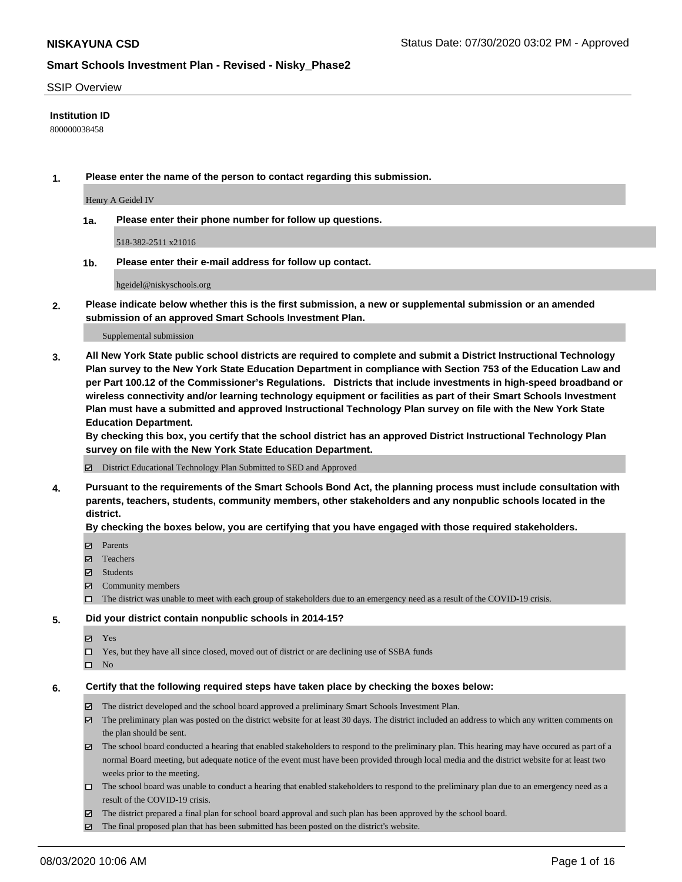SSIP Overview

**Institution ID**

800000038458

**1. Please enter the name of the person to contact regarding this submission.**

Henry A Geidel IV

**1a. Please enter their phone number for follow up questions.**

518-382-2511 x21016

**1b. Please enter their e-mail address for follow up contact.**

hgeidel@niskyschools.org

**2. Please indicate below whether this is the first submission, a new or supplemental submission or an amended submission of an approved Smart Schools Investment Plan.**

Supplemental submission

**3. All New York State public school districts are required to complete and submit a District Instructional Technology Plan survey to the New York State Education Department in compliance with Section 753 of the Education Law and per Part 100.12 of the Commissioner's Regulations. Districts that include investments in high-speed broadband or wireless connectivity and/or learning technology equipment or facilities as part of their Smart Schools Investment Plan must have a submitted and approved Instructional Technology Plan survey on file with the New York State Education Department.**
**By checking this box, you certify that the school district has an approved District Instructional Technology Plan survey on file with the New York State Education Department.**

☑ District Educational Technology Plan Submitted to SED and Approved

**4. Pursuant to the requirements of the Smart Schools Bond Act, the planning process must include consultation with parents, teachers, students, community members, other stakeholders and any nonpublic schools located in the district.**
**By checking the boxes below, you are certifying that you have engaged with those required stakeholders.**

- ☑ Parents
- ☑ Teachers
- ☑ Students
- ☑ Community members
- ☐ The district was unable to meet with each group of stakeholders due to an emergency need as a result of the COVID-19 crisis.

**5. Did your district contain nonpublic schools in 2014-15?**

- ☑ Yes
- ☐ Yes, but they have all since closed, moved out of district or are declining use of SSBA funds
- ☐ No

**6. Certify that the following required steps have taken place by checking the boxes below:**

- ☑ The district developed and the school board approved a preliminary Smart Schools Investment Plan.
- ☑ The preliminary plan was posted on the district website for at least 30 days. The district included an address to which any written comments on the plan should be sent.
- ☑ The school board conducted a hearing that enabled stakeholders to respond to the preliminary plan. This hearing may have occured as part of a normal Board meeting, but adequate notice of the event must have been provided through local media and the district website for at least two weeks prior to the meeting.
- ☐ The school board was unable to conduct a hearing that enabled stakeholders to respond to the preliminary plan due to an emergency need as a result of the COVID-19 crisis.
- ☑ The district prepared a final plan for school board approval and such plan has been approved by the school board.
- ☑ The final proposed plan that has been submitted has been posted on the district's website.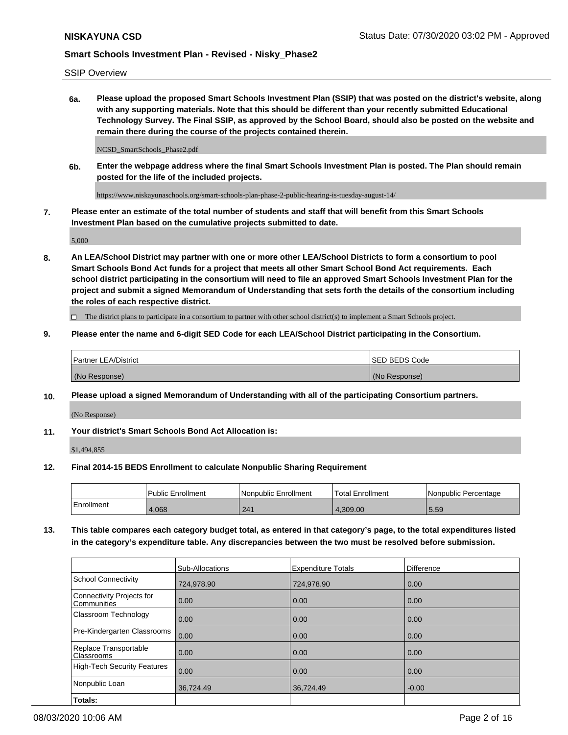SSIP Overview

**6a. Please upload the proposed Smart Schools Investment Plan (SSIP) that was posted on the district's website, along with any supporting materials. Note that this should be different than your recently submitted Educational Technology Survey. The Final SSIP, as approved by the School Board, should also be posted on the website and remain there during the course of the projects contained therein.**

NCSD_SmartSchools_Phase2.pdf

**6b. Enter the webpage address where the final Smart Schools Investment Plan is posted. The Plan should remain posted for the life of the included projects.**

https://www.niskayunaschools.org/smart-schools-plan-phase-2-public-hearing-is-tuesday-august-14/

**7. Please enter an estimate of the total number of students and staff that will benefit from this Smart Schools Investment Plan based on the cumulative projects submitted to date.**

5,000

**8. An LEA/School District may partner with one or more other LEA/School Districts to form a consortium to pool Smart Schools Bond Act funds for a project that meets all other Smart School Bond Act requirements. Each school district participating in the consortium will need to file an approved Smart Schools Investment Plan for the project and submit a signed Memorandum of Understanding that sets forth the details of the consortium including the roles of each respective district.**

☐ The district plans to participate in a consortium to partner with other school district(s) to implement a Smart Schools project.

**9. Please enter the name and 6-digit SED Code for each LEA/School District participating in the Consortium.**

| Partner LEA/District | SED BEDS Code |
|---|---|
| (No Response) | (No Response) |

**10. Please upload a signed Memorandum of Understanding with all of the participating Consortium partners.**

(No Response)

**11. Your district's Smart Schools Bond Act Allocation is:**

$1,494,855

**12. Final 2014-15 BEDS Enrollment to calculate Nonpublic Sharing Requirement**

| | Public Enrollment | Nonpublic Enrollment | Total Enrollment | Nonpublic Percentage |
|---|---|---|---|---|
| Enrollment | 4,068 | 241 | 4,309.00 | 5.59 |

**13. This table compares each category budget total, as entered in that category's page, to the total expenditures listed in the category's expenditure table. Any discrepancies between the two must be resolved before submission.**

| | Sub-Allocations | Expenditure Totals | Difference |
|---|---|---|---|
| School Connectivity | 724,978.90 | 724,978.90 | 0.00 |
| Connectivity Projects for Communities | 0.00 | 0.00 | 0.00 |
| Classroom Technology | 0.00 | 0.00 | 0.00 |
| Pre-Kindergarten Classrooms | 0.00 | 0.00 | 0.00 |
| Replace Transportable Classrooms | 0.00 | 0.00 | 0.00 |
| High-Tech Security Features | 0.00 | 0.00 | 0.00 |
| Nonpublic Loan | 36,724.49 | 36,724.49 | -0.00 |
| **Totals:** | | | |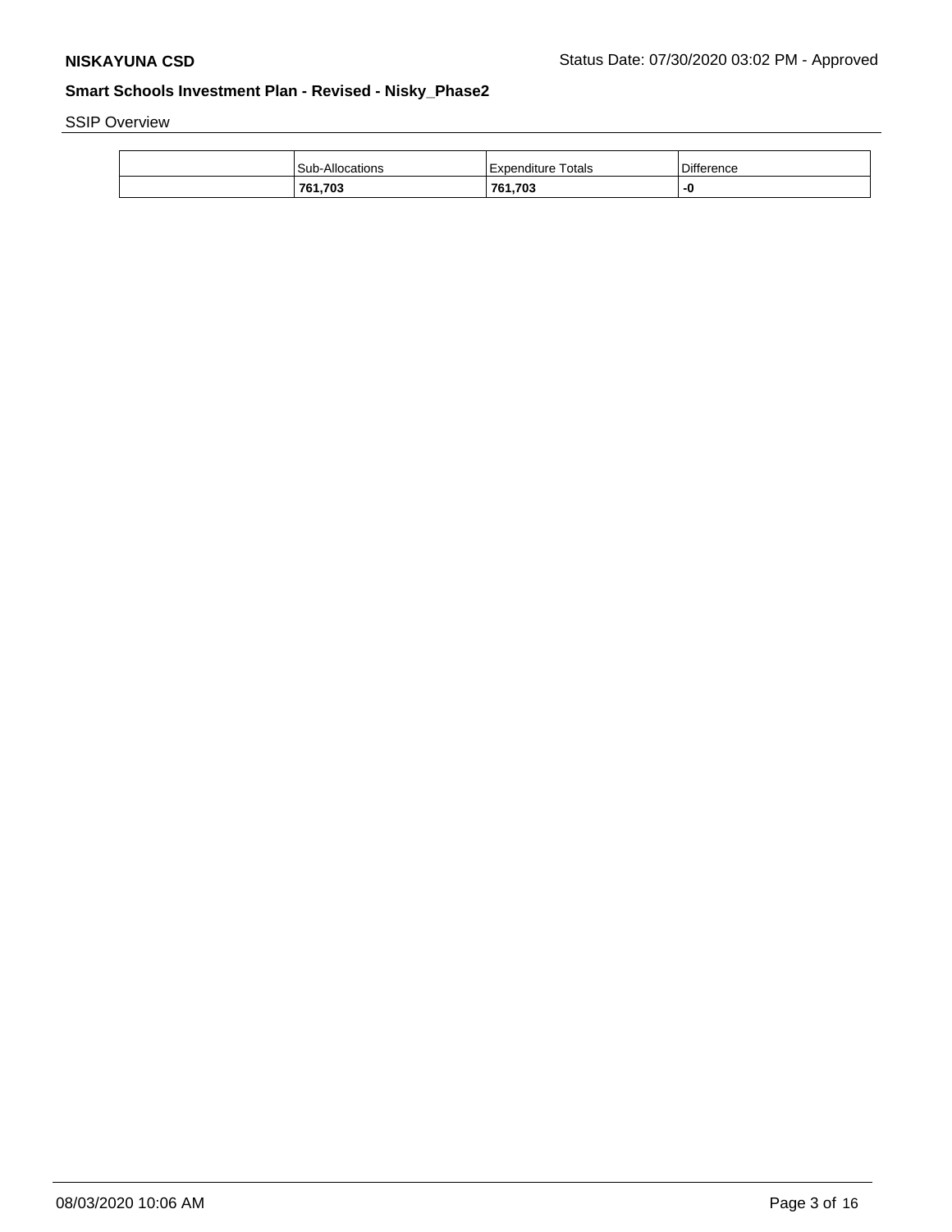SSIP Overview

| | Sub-Allocations | Expenditure Totals | Difference |
|---|---|---|---|
| | **761,703** | **761,703** | **-0** |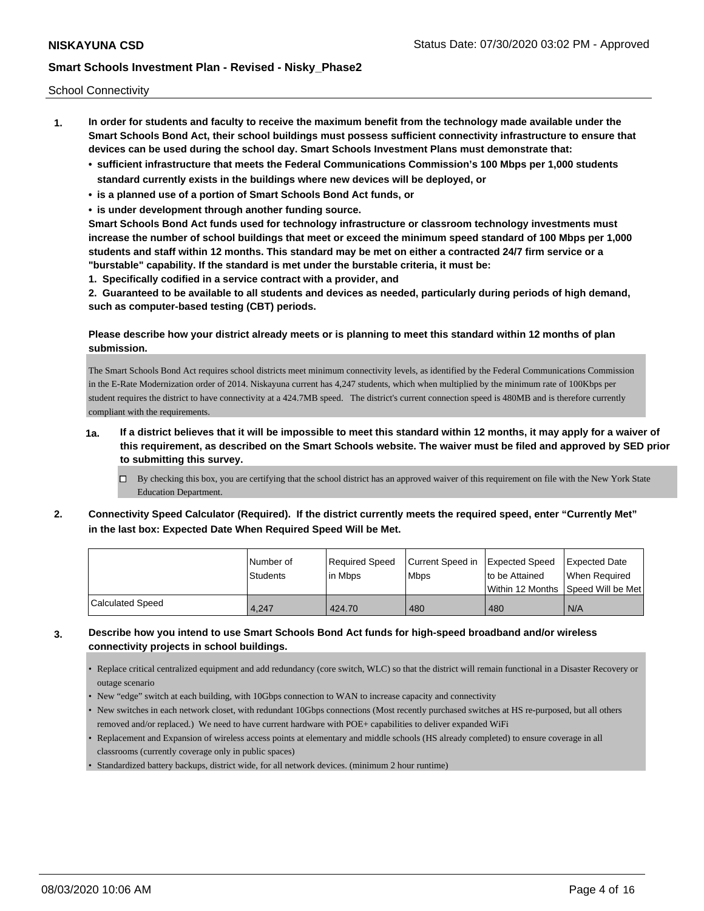School Connectivity

1. **In order for students and faculty to receive the maximum benefit from the technology made available under the Smart Schools Bond Act, their school buildings must possess sufficient connectivity infrastructure to ensure that devices can be used during the school day. Smart Schools Investment Plans must demonstrate that:**
   - **sufficient infrastructure that meets the Federal Communications Commission's 100 Mbps per 1,000 students standard currently exists in the buildings where new devices will be deployed, or**
   - **is a planned use of a portion of Smart Schools Bond Act funds, or**
   - **is under development through another funding source.**

   **Smart Schools Bond Act funds used for technology infrastructure or classroom technology investments must increase the number of school buildings that meet or exceed the minimum speed standard of 100 Mbps per 1,000 students and staff within 12 months. This standard may be met on either a contracted 24/7 firm service or a "burstable" capability. If the standard is met under the burstable criteria, it must be:**

   **1. Specifically codified in a service contract with a provider, and**

   **2. Guaranteed to be available to all students and devices as needed, particularly during periods of high demand, such as computer-based testing (CBT) periods.**

   **Please describe how your district already meets or is planning to meet this standard within 12 months of plan submission.**

   The Smart Schools Bond Act requires school districts meet minimum connectivity levels, as identified by the Federal Communications Commission in the E-Rate Modernization order of 2014. Niskayuna current has 4,247 students, which when multiplied by the minimum rate of 100Kbps per student requires the district to have connectivity at a 424.7MB speed. The district's current connection speed is 480MB and is therefore currently compliant with the requirements.

   **1a. If a district believes that it will be impossible to meet this standard within 12 months, it may apply for a waiver of this requirement, as described on the Smart Schools website. The waiver must be filed and approved by SED prior to submitting this survey.**

   ☐ By checking this box, you are certifying that the school district has an approved waiver of this requirement on file with the New York State Education Department.

2. **Connectivity Speed Calculator (Required). If the district currently meets the required speed, enter "Currently Met" in the last box: Expected Date When Required Speed Will be Met.**

| | Number of Students | Required Speed in Mbps | Current Speed in Mbps | Expected Speed to be Attained Within 12 Months | Expected Date When Required Speed Will be Met |
|---|---|---|---|---|---|
| Calculated Speed | 4,247 | 424.70 | 480 | 480 | N/A |

3. **Describe how you intend to use Smart Schools Bond Act funds for high-speed broadband and/or wireless connectivity projects in school buildings.**

   - Replace critical centralized equipment and add redundancy (core switch, WLC) so that the district will remain functional in a Disaster Recovery or outage scenario
   - New "edge" switch at each building, with 10Gbps connection to WAN to increase capacity and connectivity
   - New switches in each network closet, with redundant 10Gbps connections (Most recently purchased switches at HS re-purposed, but all others removed and/or replaced.) We need to have current hardware with POE+ capabilities to deliver expanded WiFi
   - Replacement and Expansion of wireless access points at elementary and middle schools (HS already completed) to ensure coverage in all classrooms (currently coverage only in public spaces)
   - Standardized battery backups, district wide, for all network devices. (minimum 2 hour runtime)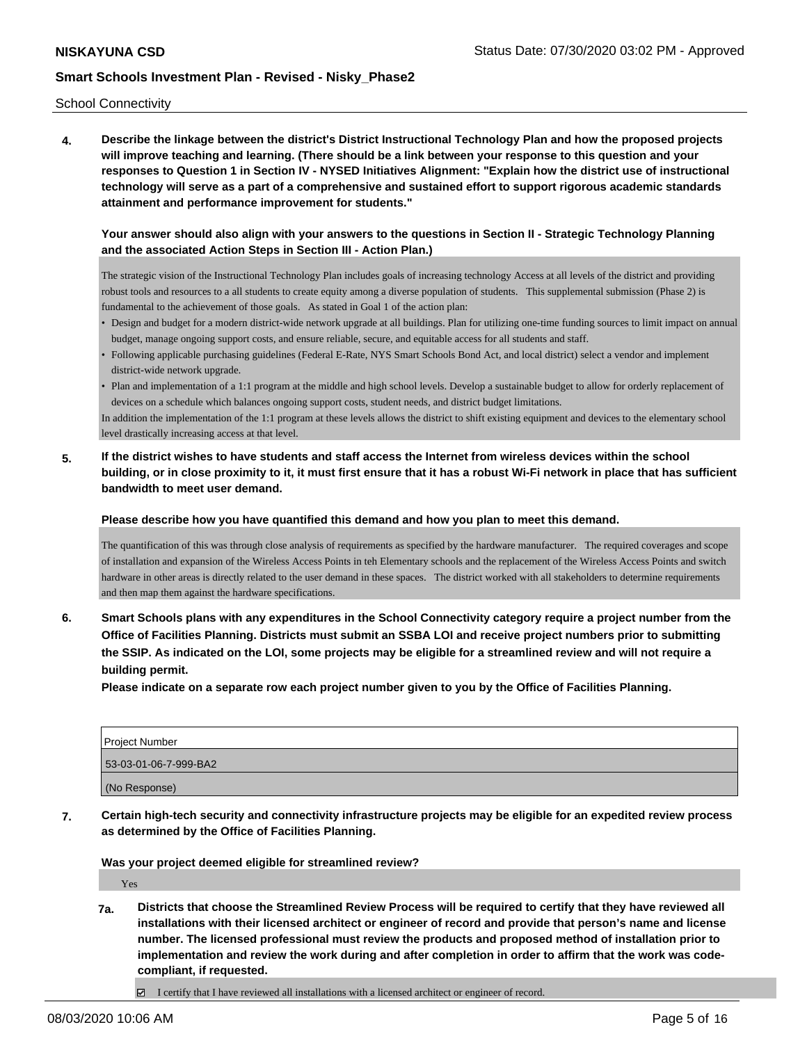School Connectivity

**4. Describe the linkage between the district's District Instructional Technology Plan and how the proposed projects will improve teaching and learning. (There should be a link between your response to this question and your responses to Question 1 in Section IV - NYSED Initiatives Alignment: "Explain how the district use of instructional technology will serve as a part of a comprehensive and sustained effort to support rigorous academic standards attainment and performance improvement for students."**

**Your answer should also align with your answers to the questions in Section II - Strategic Technology Planning and the associated Action Steps in Section III - Action Plan.)**

The strategic vision of the Instructional Technology Plan includes goals of increasing technology Access at all levels of the district and providing robust tools and resources to a all students to create equity among a diverse population of students. This supplemental submission (Phase 2) is fundamental to the achievement of those goals. As stated in Goal 1 of the action plan:

- Design and budget for a modern district-wide network upgrade at all buildings. Plan for utilizing one-time funding sources to limit impact on annual budget, manage ongoing support costs, and ensure reliable, secure, and equitable access for all students and staff.
- Following applicable purchasing guidelines (Federal E-Rate, NYS Smart Schools Bond Act, and local district) select a vendor and implement district-wide network upgrade.
- Plan and implementation of a 1:1 program at the middle and high school levels. Develop a sustainable budget to allow for orderly replacement of devices on a schedule which balances ongoing support costs, student needs, and district budget limitations.

In addition the implementation of the 1:1 program at these levels allows the district to shift existing equipment and devices to the elementary school level drastically increasing access at that level.

**5. If the district wishes to have students and staff access the Internet from wireless devices within the school building, or in close proximity to it, it must first ensure that it has a robust Wi-Fi network in place that has sufficient bandwidth to meet user demand.**

**Please describe how you have quantified this demand and how you plan to meet this demand.**

The quantification of this was through close analysis of requirements as specified by the hardware manufacturer. The required coverages and scope of installation and expansion of the Wireless Access Points in teh Elementary schools and the replacement of the Wireless Access Points and switch hardware in other areas is directly related to the user demand in these spaces. The district worked with all stakeholders to determine requirements and then map them against the hardware specifications.

**6. Smart Schools plans with any expenditures in the School Connectivity category require a project number from the Office of Facilities Planning. Districts must submit an SSBA LOI and receive project numbers prior to submitting the SSIP. As indicated on the LOI, some projects may be eligible for a streamlined review and will not require a building permit.**

**Please indicate on a separate row each project number given to you by the Office of Facilities Planning.**

| Project Number |
|---|
| 53-03-01-06-7-999-BA2 |
| (No Response) |

**7. Certain high-tech security and connectivity infrastructure projects may be eligible for an expedited review process as determined by the Office of Facilities Planning.**

**Was your project deemed eligible for streamlined review?**

Yes

**7a. Districts that choose the Streamlined Review Process will be required to certify that they have reviewed all installations with their licensed architect or engineer of record and provide that person's name and license number. The licensed professional must review the products and proposed method of installation prior to implementation and review the work during and after completion in order to affirm that the work was code-compliant, if requested.**

☑ I certify that I have reviewed all installations with a licensed architect or engineer of record.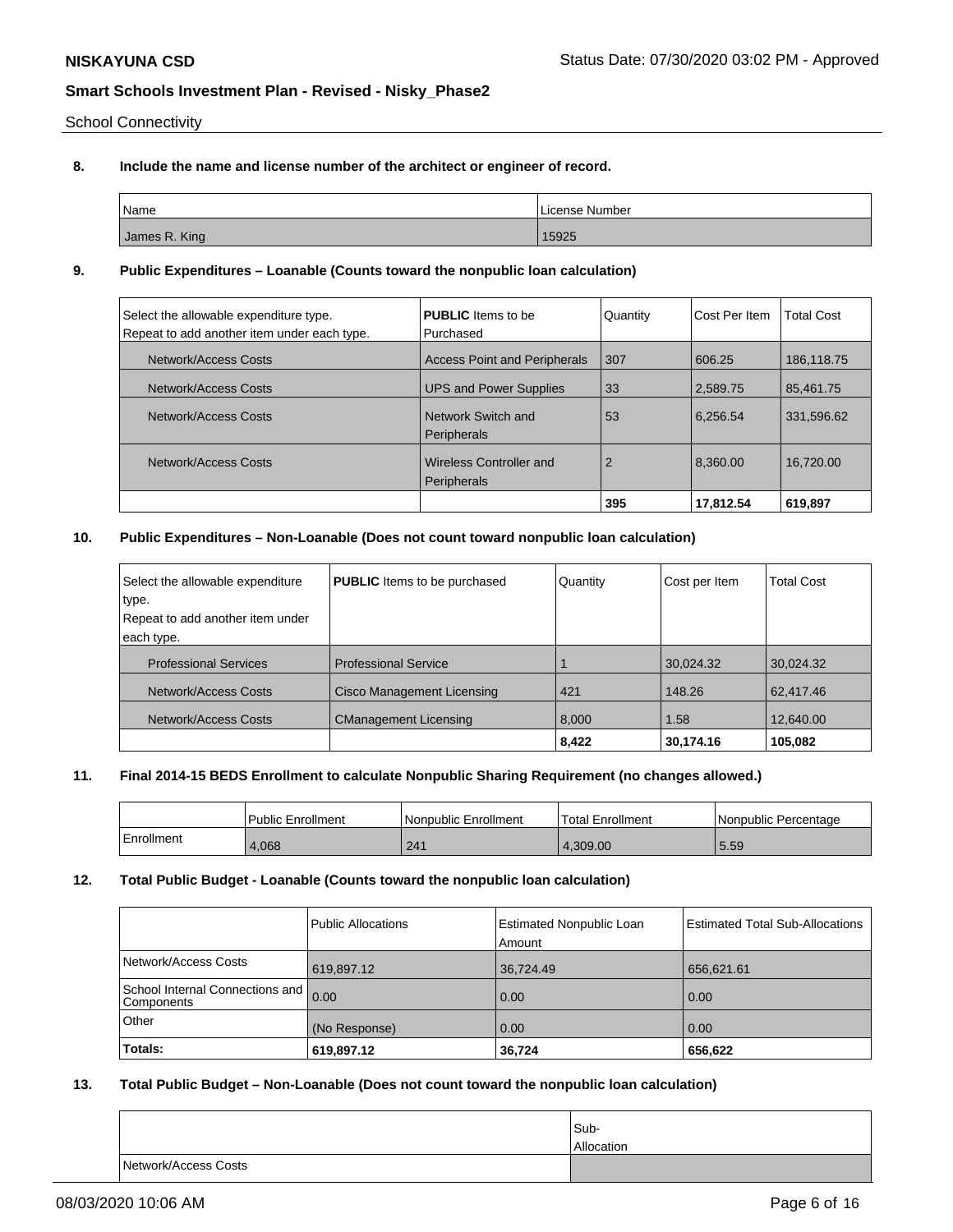School Connectivity

**8. Include the name and license number of the architect or engineer of record.**

| Name | License Number |
|---|---|
| James R. King | 15925 |

**9. Public Expenditures – Loanable (Counts toward the nonpublic loan calculation)**

| Select the allowable expenditure type. Repeat to add another item under each type. | **PUBLIC** Items to be Purchased | Quantity | Cost Per Item | Total Cost |
|---|---|---|---|---|
| Network/Access Costs | Access Point and Peripherals | 307 | 606.25 | 186,118.75 |
| Network/Access Costs | UPS and Power Supplies | 33 | 2,589.75 | 85,461.75 |
| Network/Access Costs | Network Switch and Peripherals | 53 | 6,256.54 | 331,596.62 |
| Network/Access Costs | Wireless Controller and Peripherals | 2 | 8,360.00 | 16,720.00 |
| | | **395** | **17,812.54** | **619,897** |

**10. Public Expenditures – Non-Loanable (Does not count toward nonpublic loan calculation)**

| Select the allowable expenditure type. Repeat to add another item under each type. | **PUBLIC** Items to be purchased | Quantity | Cost per Item | Total Cost |
|---|---|---|---|---|
| Professional Services | Professional Service | 1 | 30,024.32 | 30,024.32 |
| Network/Access Costs | Cisco Management Licensing | 421 | 148.26 | 62,417.46 |
| Network/Access Costs | CManagement Licensing | 8,000 | 1.58 | 12,640.00 |
| | | **8,422** | **30,174.16** | **105,082** |

**11. Final 2014-15 BEDS Enrollment to calculate Nonpublic Sharing Requirement (no changes allowed.)**

| | Public Enrollment | Nonpublic Enrollment | Total Enrollment | Nonpublic Percentage |
|---|---|---|---|---|
| Enrollment | 4,068 | 241 | 4,309.00 | 5.59 |

**12. Total Public Budget - Loanable (Counts toward the nonpublic loan calculation)**

| | Public Allocations | Estimated Nonpublic Loan Amount | Estimated Total Sub-Allocations |
|---|---|---|---|
| Network/Access Costs | 619,897.12 | 36,724.49 | 656,621.61 |
| School Internal Connections and Components | 0.00 | 0.00 | 0.00 |
| Other | (No Response) | 0.00 | 0.00 |
| **Totals:** | **619,897.12** | **36,724** | **656,622** |

**13. Total Public Budget – Non-Loanable (Does not count toward the nonpublic loan calculation)**

| | Sub-Allocation |
|---|---|
| Network/Access Costs | |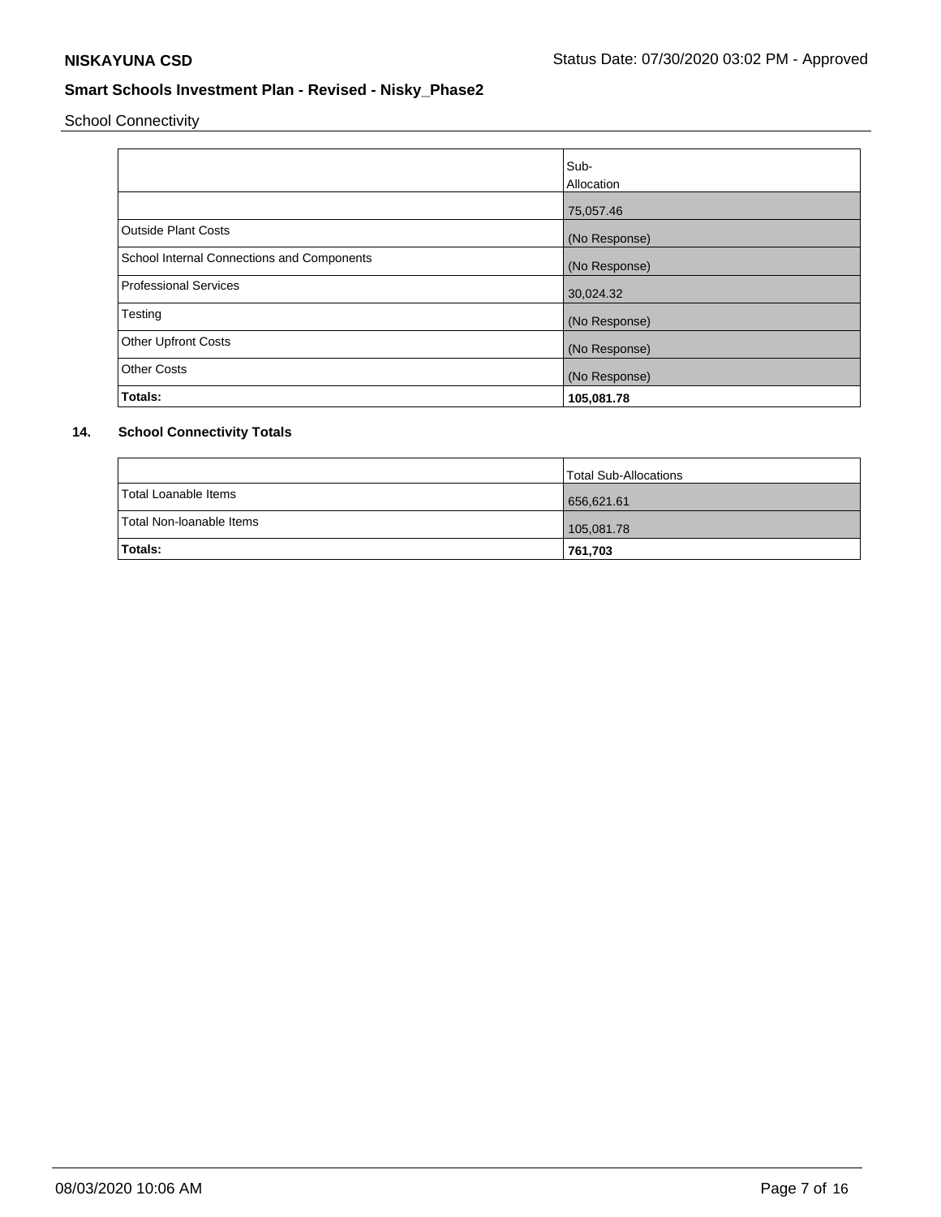**NISKAYUNA CSD**

Status Date: 07/30/2020 03:02 PM - Approved

**Smart Schools Investment Plan - Revised - Nisky_Phase2**

School Connectivity

| | Sub-Allocation |
|---|---|
| | 75,057.46 |
| Outside Plant Costs | (No Response) |
| School Internal Connections and Components | (No Response) |
| Professional Services | 30,024.32 |
| Testing | (No Response) |
| Other Upfront Costs | (No Response) |
| Other Costs | (No Response) |
| **Totals:** | **105,081.78** |

## 14. School Connectivity Totals

| | Total Sub-Allocations |
|---|---|
| Total Loanable Items | 656,621.61 |
| Total Non-loanable Items | 105,081.78 |
| **Totals:** | **761,703** |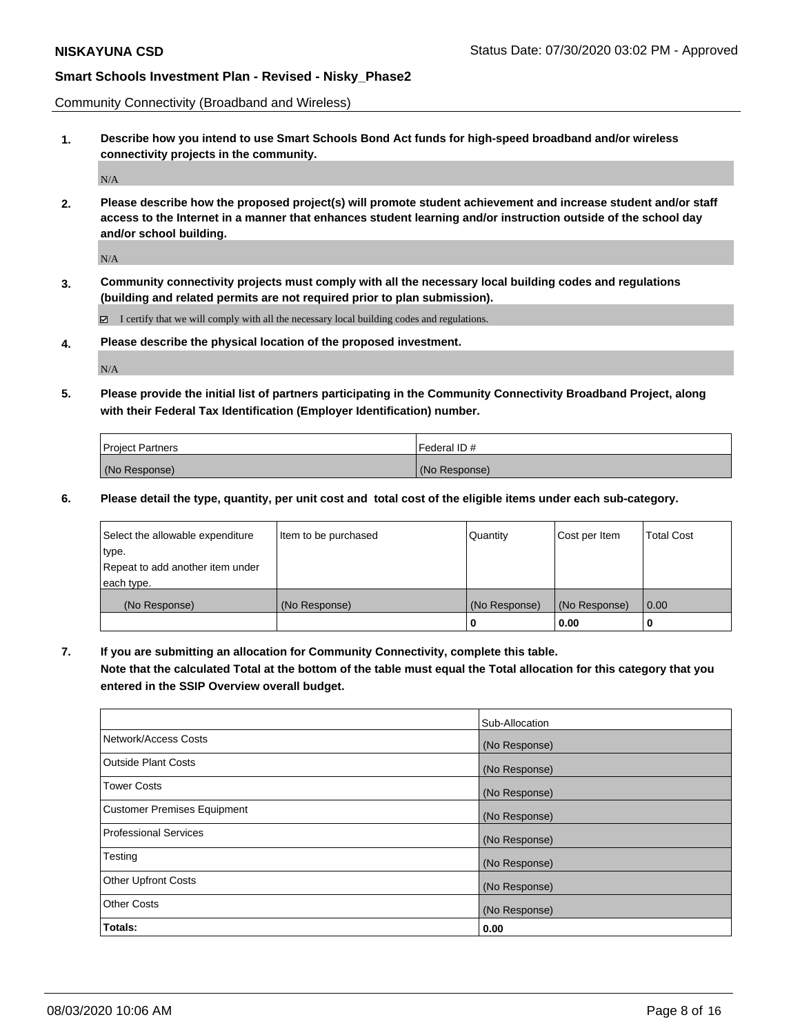**NISKAYUNA CSD** Status Date: 07/30/2020 03:02 PM - Approved

**Smart Schools Investment Plan - Revised - Nisky_Phase2**

Community Connectivity (Broadband and Wireless)

**1. Describe how you intend to use Smart Schools Bond Act funds for high-speed broadband and/or wireless connectivity projects in the community.**

N/A

**2. Please describe how the proposed project(s) will promote student achievement and increase student and/or staff access to the Internet in a manner that enhances student learning and/or instruction outside of the school day and/or school building.**

N/A

**3. Community connectivity projects must comply with all the necessary local building codes and regulations (building and related permits are not required prior to plan submission).**

☑ I certify that we will comply with all the necessary local building codes and regulations.

**4. Please describe the physical location of the proposed investment.**

N/A

**5. Please provide the initial list of partners participating in the Community Connectivity Broadband Project, along with their Federal Tax Identification (Employer Identification) number.**

| Project Partners | Federal ID # |
|---|---|
| (No Response) | (No Response) |

**6. Please detail the type, quantity, per unit cost and total cost of the eligible items under each sub-category.**

| Select the allowable expenditure type. Repeat to add another item under each type. | Item to be purchased | Quantity | Cost per Item | Total Cost |
|---|---|---|---|---|
| (No Response) | (No Response) | (No Response) | (No Response) | 0.00 |
| | | **0** | **0.00** | **0** |

**7. If you are submitting an allocation for Community Connectivity, complete this table. Note that the calculated Total at the bottom of the table must equal the Total allocation for this category that you entered in the SSIP Overview overall budget.**

| | Sub-Allocation |
|---|---|
| Network/Access Costs | (No Response) |
| Outside Plant Costs | (No Response) |
| Tower Costs | (No Response) |
| Customer Premises Equipment | (No Response) |
| Professional Services | (No Response) |
| Testing | (No Response) |
| Other Upfront Costs | (No Response) |
| Other Costs | (No Response) |
| **Totals:** | **0.00** |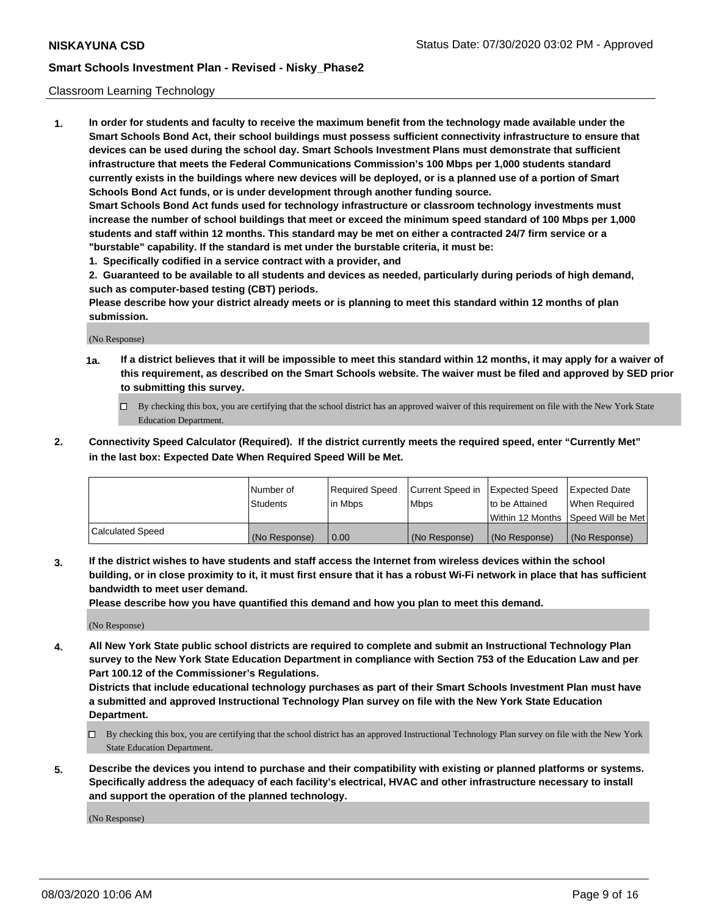Classroom Learning Technology

**1. In order for students and faculty to receive the maximum benefit from the technology made available under the Smart Schools Bond Act, their school buildings must possess sufficient connectivity infrastructure to ensure that devices can be used during the school day. Smart Schools Investment Plans must demonstrate that sufficient infrastructure that meets the Federal Communications Commission's 100 Mbps per 1,000 students standard currently exists in the buildings where new devices will be deployed, or is a planned use of a portion of Smart Schools Bond Act funds, or is under development through another funding source.**

**Smart Schools Bond Act funds used for technology infrastructure or classroom technology investments must increase the number of school buildings that meet or exceed the minimum speed standard of 100 Mbps per 1,000 students and staff within 12 months. This standard may be met on either a contracted 24/7 firm service or a "burstable" capability. If the standard is met under the burstable criteria, it must be:**

**1. Specifically codified in a service contract with a provider, and**

**2. Guaranteed to be available to all students and devices as needed, particularly during periods of high demand, such as computer-based testing (CBT) periods.**

**Please describe how your district already meets or is planning to meet this standard within 12 months of plan submission.**

(No Response)

**1a. If a district believes that it will be impossible to meet this standard within 12 months, it may apply for a waiver of this requirement, as described on the Smart Schools website. The waiver must be filed and approved by SED prior to submitting this survey.**

☐ By checking this box, you are certifying that the school district has an approved waiver of this requirement on file with the New York State Education Department.

**2. Connectivity Speed Calculator (Required). If the district currently meets the required speed, enter "Currently Met" in the last box: Expected Date When Required Speed Will be Met.**

| | Number of Students | Required Speed in Mbps | Current Speed in Mbps | Expected Speed to be Attained Within 12 Months | Expected Date When Required Speed Will be Met |
|---|---|---|---|---|---|
| Calculated Speed | (No Response) | 0.00 | (No Response) | (No Response) | (No Response) |

**3. If the district wishes to have students and staff access the Internet from wireless devices within the school building, or in close proximity to it, it must first ensure that it has a robust Wi-Fi network in place that has sufficient bandwidth to meet user demand.**

**Please describe how you have quantified this demand and how you plan to meet this demand.**

(No Response)

**4. All New York State public school districts are required to complete and submit an Instructional Technology Plan survey to the New York State Education Department in compliance with Section 753 of the Education Law and per Part 100.12 of the Commissioner's Regulations.**

**Districts that include educational technology purchases as part of their Smart Schools Investment Plan must have a submitted and approved Instructional Technology Plan survey on file with the New York State Education Department.**

☐ By checking this box, you are certifying that the school district has an approved Instructional Technology Plan survey on file with the New York State Education Department.

**5. Describe the devices you intend to purchase and their compatibility with existing or planned platforms or systems. Specifically address the adequacy of each facility's electrical, HVAC and other infrastructure necessary to install and support the operation of the planned technology.**

(No Response)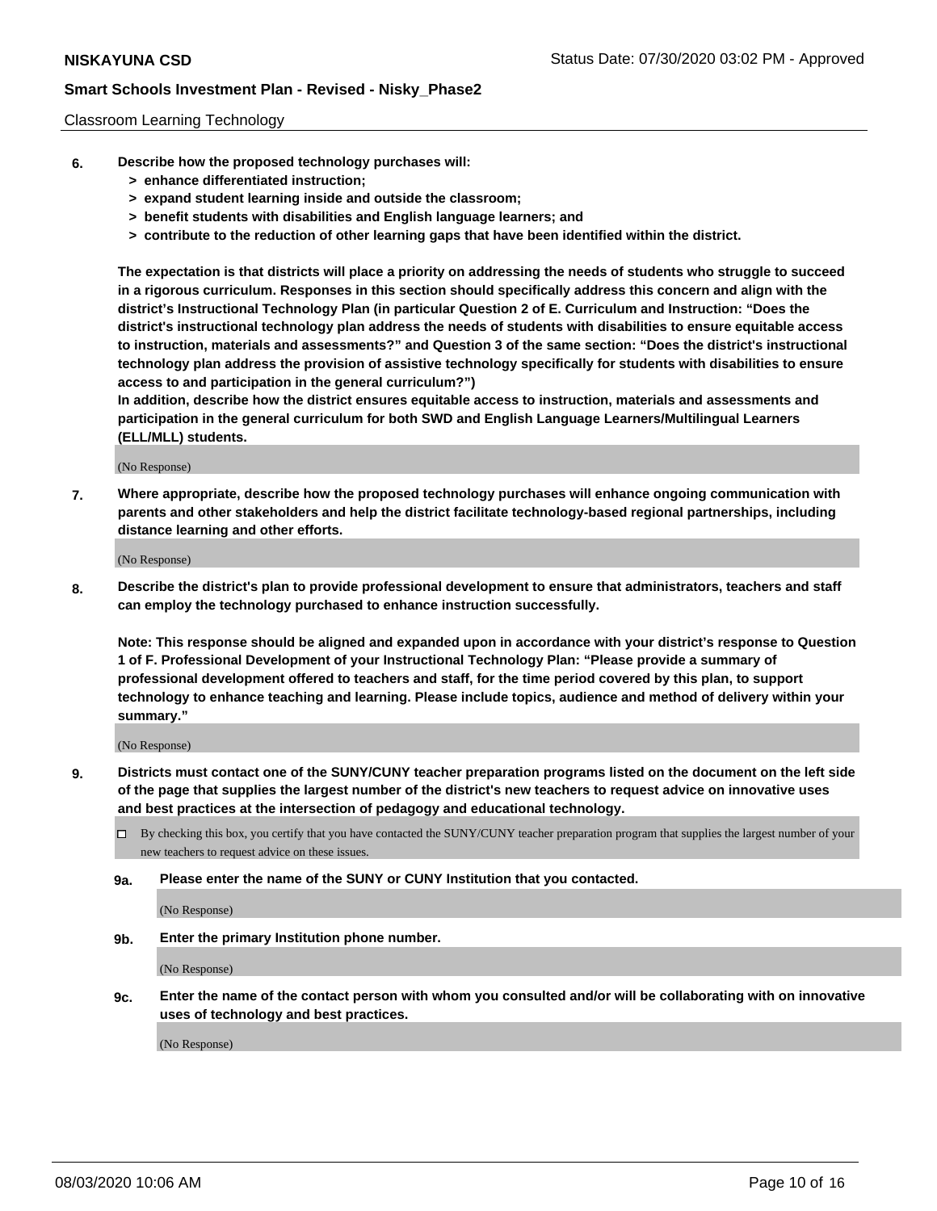Classroom Learning Technology

**6. Describe how the proposed technology purchases will:**
   - **> enhance differentiated instruction;**
   - **> expand student learning inside and outside the classroom;**
   - **> benefit students with disabilities and English language learners; and**
   - **> contribute to the reduction of other learning gaps that have been identified within the district.**

**The expectation is that districts will place a priority on addressing the needs of students who struggle to succeed in a rigorous curriculum. Responses in this section should specifically address this concern and align with the district's Instructional Technology Plan (in particular Question 2 of E. Curriculum and Instruction: "Does the district's instructional technology plan address the needs of students with disabilities to ensure equitable access to instruction, materials and assessments?" and Question 3 of the same section: "Does the district's instructional technology plan address the provision of assistive technology specifically for students with disabilities to ensure access to and participation in the general curriculum?")**
**In addition, describe how the district ensures equitable access to instruction, materials and assessments and participation in the general curriculum for both SWD and English Language Learners/Multilingual Learners (ELL/MLL) students.**

(No Response)

**7. Where appropriate, describe how the proposed technology purchases will enhance ongoing communication with parents and other stakeholders and help the district facilitate technology-based regional partnerships, including distance learning and other efforts.**

(No Response)

**8. Describe the district's plan to provide professional development to ensure that administrators, teachers and staff can employ the technology purchased to enhance instruction successfully.**

**Note: This response should be aligned and expanded upon in accordance with your district's response to Question 1 of F. Professional Development of your Instructional Technology Plan: "Please provide a summary of professional development offered to teachers and staff, for the time period covered by this plan, to support technology to enhance teaching and learning. Please include topics, audience and method of delivery within your summary."**

(No Response)

**9. Districts must contact one of the SUNY/CUNY teacher preparation programs listed on the document on the left side of the page that supplies the largest number of the district's new teachers to request advice on innovative uses and best practices at the intersection of pedagogy and educational technology.**

☐ By checking this box, you certify that you have contacted the SUNY/CUNY teacher preparation program that supplies the largest number of your new teachers to request advice on these issues.

**9a. Please enter the name of the SUNY or CUNY Institution that you contacted.**

(No Response)

**9b. Enter the primary Institution phone number.**

(No Response)

**9c. Enter the name of the contact person with whom you consulted and/or will be collaborating with on innovative uses of technology and best practices.**

(No Response)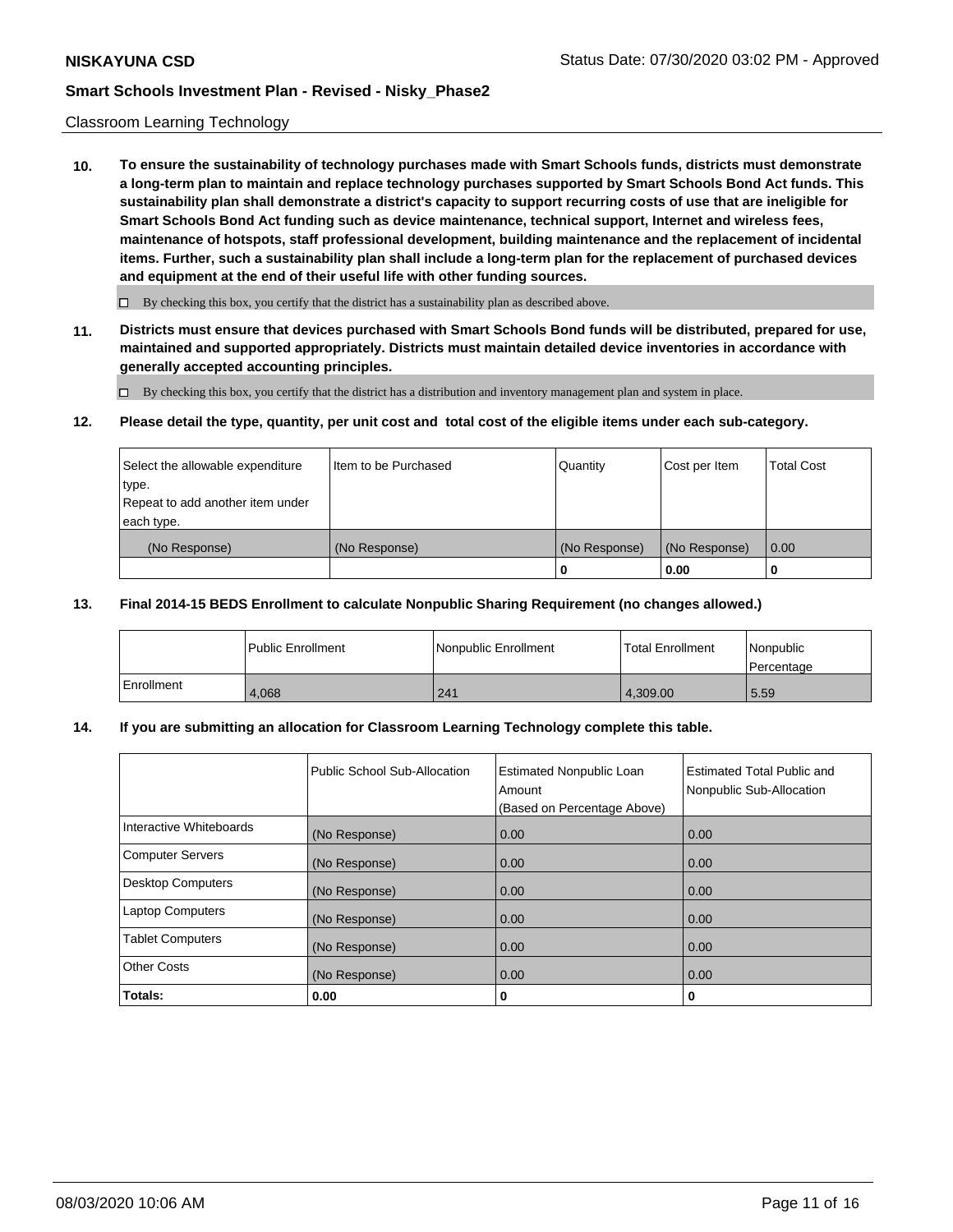Classroom Learning Technology

**10. To ensure the sustainability of technology purchases made with Smart Schools funds, districts must demonstrate a long-term plan to maintain and replace technology purchases supported by Smart Schools Bond Act funds. This sustainability plan shall demonstrate a district's capacity to support recurring costs of use that are ineligible for Smart Schools Bond Act funding such as device maintenance, technical support, Internet and wireless fees, maintenance of hotspots, staff professional development, building maintenance and the replacement of incidental items. Further, such a sustainability plan shall include a long-term plan for the replacement of purchased devices and equipment at the end of their useful life with other funding sources.**

☐ By checking this box, you certify that the district has a sustainability plan as described above.

**11. Districts must ensure that devices purchased with Smart Schools Bond funds will be distributed, prepared for use, maintained and supported appropriately. Districts must maintain detailed device inventories in accordance with generally accepted accounting principles.**

☐ By checking this box, you certify that the district has a distribution and inventory management plan and system in place.

**12. Please detail the type, quantity, per unit cost and total cost of the eligible items under each sub-category.**

| Select the allowable expenditure type.<br>Repeat to add another item under each type. | Item to be Purchased | Quantity | Cost per Item | Total Cost |
|---|---|---|---|---|
| (No Response) | (No Response) | (No Response) | (No Response) | 0.00 |
| | | 0 | 0.00 | 0 |

**13. Final 2014-15 BEDS Enrollment to calculate Nonpublic Sharing Requirement (no changes allowed.)**

| | Public Enrollment | Nonpublic Enrollment | Total Enrollment | Nonpublic Percentage |
|---|---|---|---|---|
| Enrollment | 4,068 | 241 | 4,309.00 | 5.59 |

**14. If you are submitting an allocation for Classroom Learning Technology complete this table.**

| | Public School Sub-Allocation | Estimated Nonpublic Loan Amount (Based on Percentage Above) | Estimated Total Public and Nonpublic Sub-Allocation |
|---|---|---|---|
| Interactive Whiteboards | (No Response) | 0.00 | 0.00 |
| Computer Servers | (No Response) | 0.00 | 0.00 |
| Desktop Computers | (No Response) | 0.00 | 0.00 |
| Laptop Computers | (No Response) | 0.00 | 0.00 |
| Tablet Computers | (No Response) | 0.00 | 0.00 |
| Other Costs | (No Response) | 0.00 | 0.00 |
| **Totals:** | **0.00** | **0** | **0** |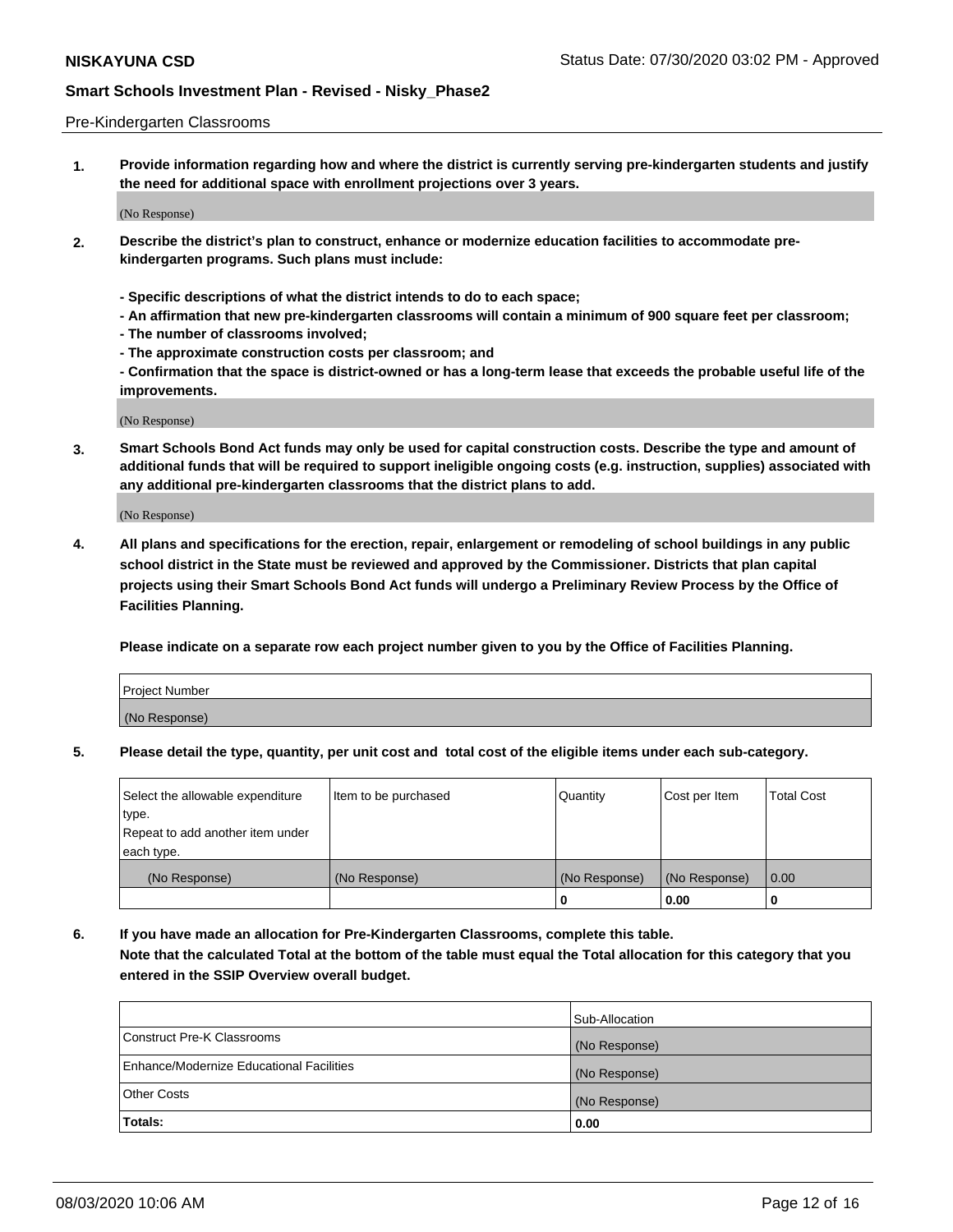Pre-Kindergarten Classrooms

**1. Provide information regarding how and where the district is currently serving pre-kindergarten students and justify the need for additional space with enrollment projections over 3 years.**

(No Response)

**2. Describe the district's plan to construct, enhance or modernize education facilities to accommodate pre-kindergarten programs. Such plans must include:**

**- Specific descriptions of what the district intends to do to each space;**
**- An affirmation that new pre-kindergarten classrooms will contain a minimum of 900 square feet per classroom;**
**- The number of classrooms involved;**
**- The approximate construction costs per classroom; and**
**- Confirmation that the space is district-owned or has a long-term lease that exceeds the probable useful life of the improvements.**

(No Response)

**3. Smart Schools Bond Act funds may only be used for capital construction costs. Describe the type and amount of additional funds that will be required to support ineligible ongoing costs (e.g. instruction, supplies) associated with any additional pre-kindergarten classrooms that the district plans to add.**

(No Response)

**4. All plans and specifications for the erection, repair, enlargement or remodeling of school buildings in any public school district in the State must be reviewed and approved by the Commissioner. Districts that plan capital projects using their Smart Schools Bond Act funds will undergo a Preliminary Review Process by the Office of Facilities Planning.**

**Please indicate on a separate row each project number given to you by the Office of Facilities Planning.**

| Project Number |
|---|
| (No Response) |

**5. Please detail the type, quantity, per unit cost and total cost of the eligible items under each sub-category.**

| Select the allowable expenditure type. Repeat to add another item under each type. | Item to be purchased | Quantity | Cost per Item | Total Cost |
|---|---|---|---|---|
| (No Response) | (No Response) | (No Response) | (No Response) | 0.00 |
| | | 0 | 0.00 | 0 |

**6. If you have made an allocation for Pre-Kindergarten Classrooms, complete this table.**
**Note that the calculated Total at the bottom of the table must equal the Total allocation for this category that you entered in the SSIP Overview overall budget.**

| | Sub-Allocation |
|---|---|
| Construct Pre-K Classrooms | (No Response) |
| Enhance/Modernize Educational Facilities | (No Response) |
| Other Costs | (No Response) |
| **Totals:** | **0.00** |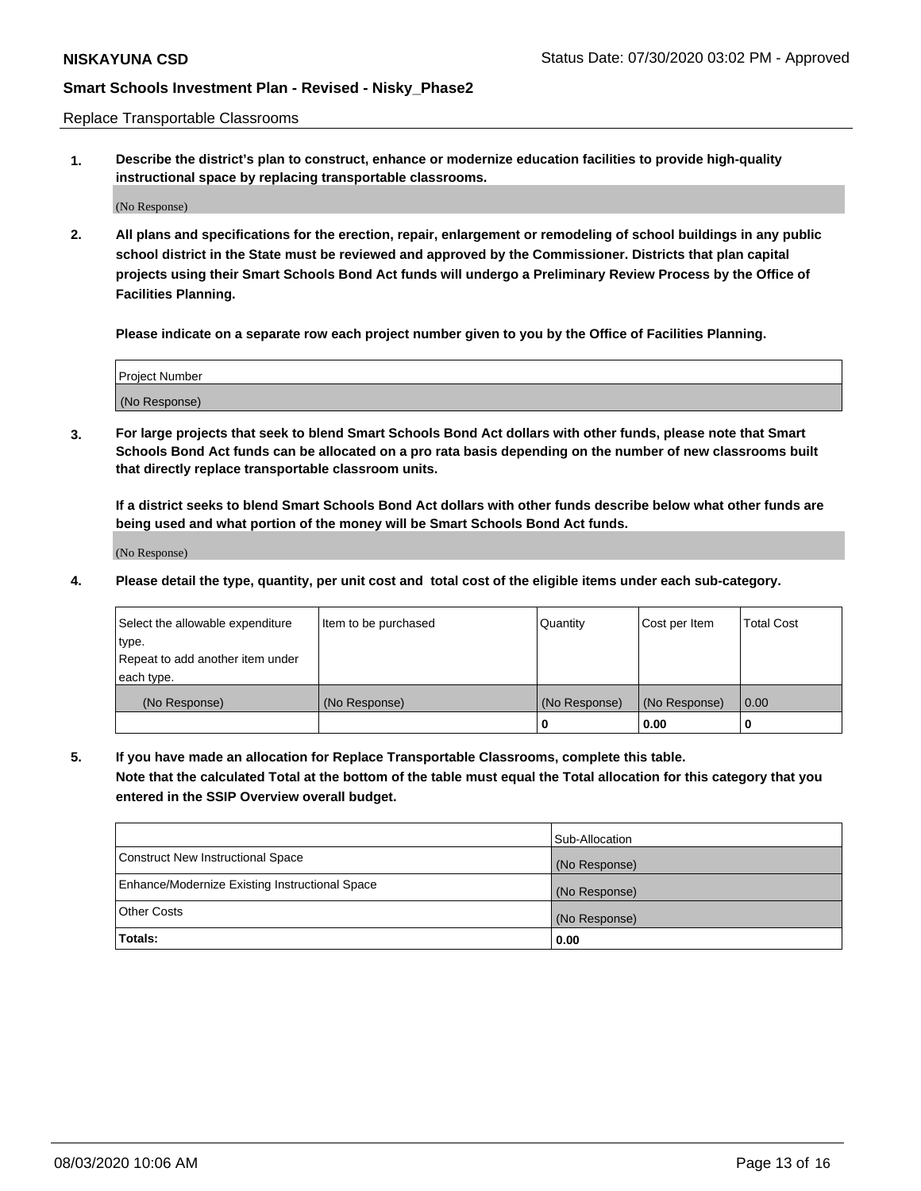**NISKAYUNA CSD** Status Date: 07/30/2020 03:02 PM - Approved

**Smart Schools Investment Plan - Revised - Nisky_Phase2**

Replace Transportable Classrooms

**1. Describe the district's plan to construct, enhance or modernize education facilities to provide high-quality instructional space by replacing transportable classrooms.**

(No Response)

**2. All plans and specifications for the erection, repair, enlargement or remodeling of school buildings in any public school district in the State must be reviewed and approved by the Commissioner. Districts that plan capital projects using their Smart Schools Bond Act funds will undergo a Preliminary Review Process by the Office of Facilities Planning.**

**Please indicate on a separate row each project number given to you by the Office of Facilities Planning.**

| Project Number |
|---|
| (No Response) |

**3. For large projects that seek to blend Smart Schools Bond Act dollars with other funds, please note that Smart Schools Bond Act funds can be allocated on a pro rata basis depending on the number of new classrooms built that directly replace transportable classroom units.**

**If a district seeks to blend Smart Schools Bond Act dollars with other funds describe below what other funds are being used and what portion of the money will be Smart Schools Bond Act funds.**

(No Response)

**4. Please detail the type, quantity, per unit cost and total cost of the eligible items under each sub-category.**

| Select the allowable expenditure type. Repeat to add another item under each type. | Item to be purchased | Quantity | Cost per Item | Total Cost |
|---|---|---|---|---|
| (No Response) | (No Response) | (No Response) | (No Response) | 0.00 |
| | | **0** | **0.00** | **0** |

**5. If you have made an allocation for Replace Transportable Classrooms, complete this table. Note that the calculated Total at the bottom of the table must equal the Total allocation for this category that you entered in the SSIP Overview overall budget.**

| | Sub-Allocation |
|---|---|
| Construct New Instructional Space | (No Response) |
| Enhance/Modernize Existing Instructional Space | (No Response) |
| Other Costs | (No Response) |
| **Totals:** | **0.00** |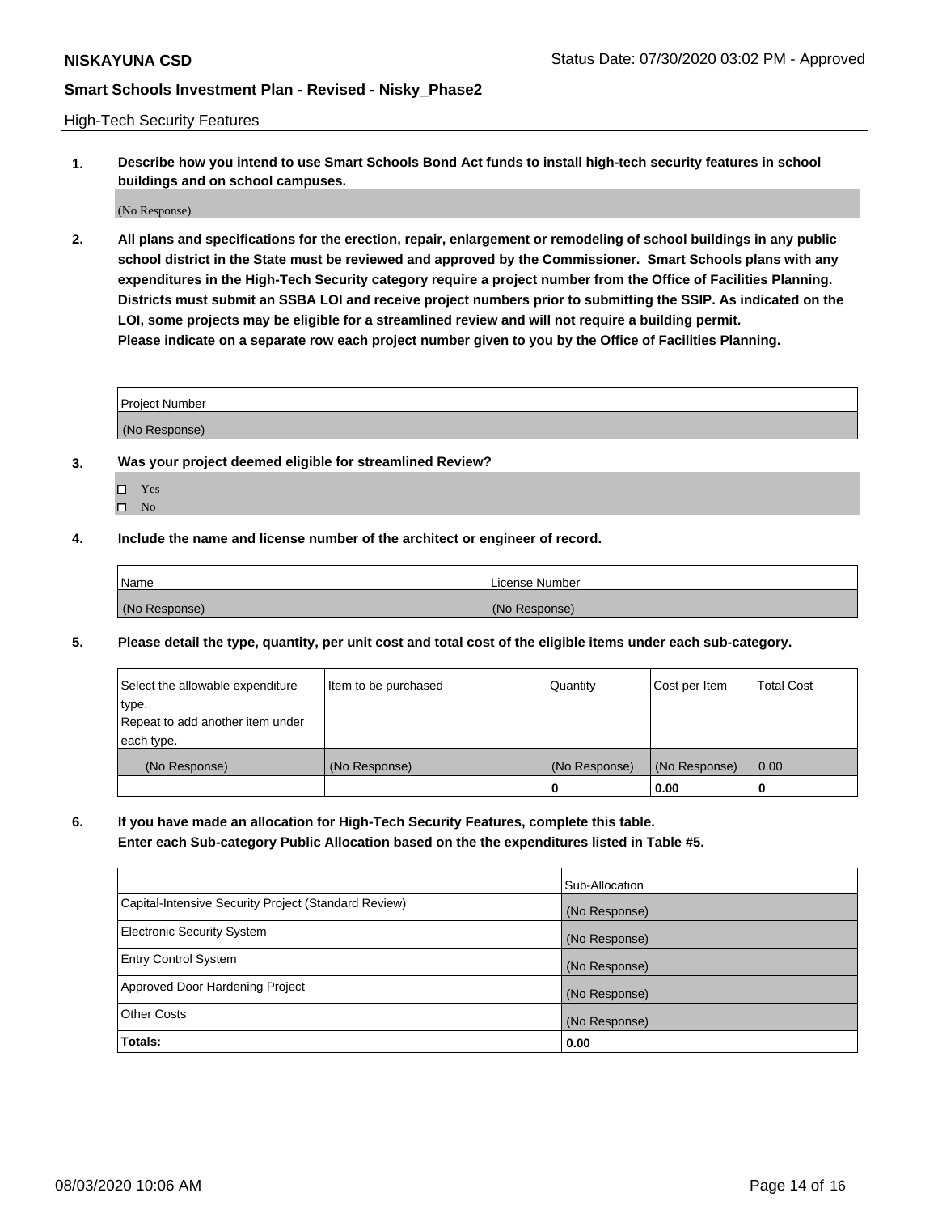High-Tech Security Features

**1. Describe how you intend to use Smart Schools Bond Act funds to install high-tech security features in school buildings and on school campuses.**

(No Response)

**2. All plans and specifications for the erection, repair, enlargement or remodeling of school buildings in any public school district in the State must be reviewed and approved by the Commissioner. Smart Schools plans with any expenditures in the High-Tech Security category require a project number from the Office of Facilities Planning. Districts must submit an SSBA LOI and receive project numbers prior to submitting the SSIP. As indicated on the LOI, some projects may be eligible for a streamlined review and will not require a building permit.
Please indicate on a separate row each project number given to you by the Office of Facilities Planning.**

| Project Number |
| --- |
| (No Response) |

**3. Was your project deemed eligible for streamlined Review?**

- ☐ Yes
- ☐ No

**4. Include the name and license number of the architect or engineer of record.**

| Name | License Number |
| --- | --- |
| (No Response) | (No Response) |

**5. Please detail the type, quantity, per unit cost and total cost of the eligible items under each sub-category.**

| Select the allowable expenditure type. Repeat to add another item under each type. | Item to be purchased | Quantity | Cost per Item | Total Cost |
| --- | --- | --- | --- | --- |
| (No Response) | (No Response) | (No Response) | (No Response) | 0.00 |
| | | 0 | 0.00 | 0 |

**6. If you have made an allocation for High-Tech Security Features, complete this table.
Enter each Sub-category Public Allocation based on the the expenditures listed in Table #5.**

| | Sub-Allocation |
| --- | --- |
| Capital-Intensive Security Project (Standard Review) | (No Response) |
| Electronic Security System | (No Response) |
| Entry Control System | (No Response) |
| Approved Door Hardening Project | (No Response) |
| Other Costs | (No Response) |
| **Totals:** | **0.00** |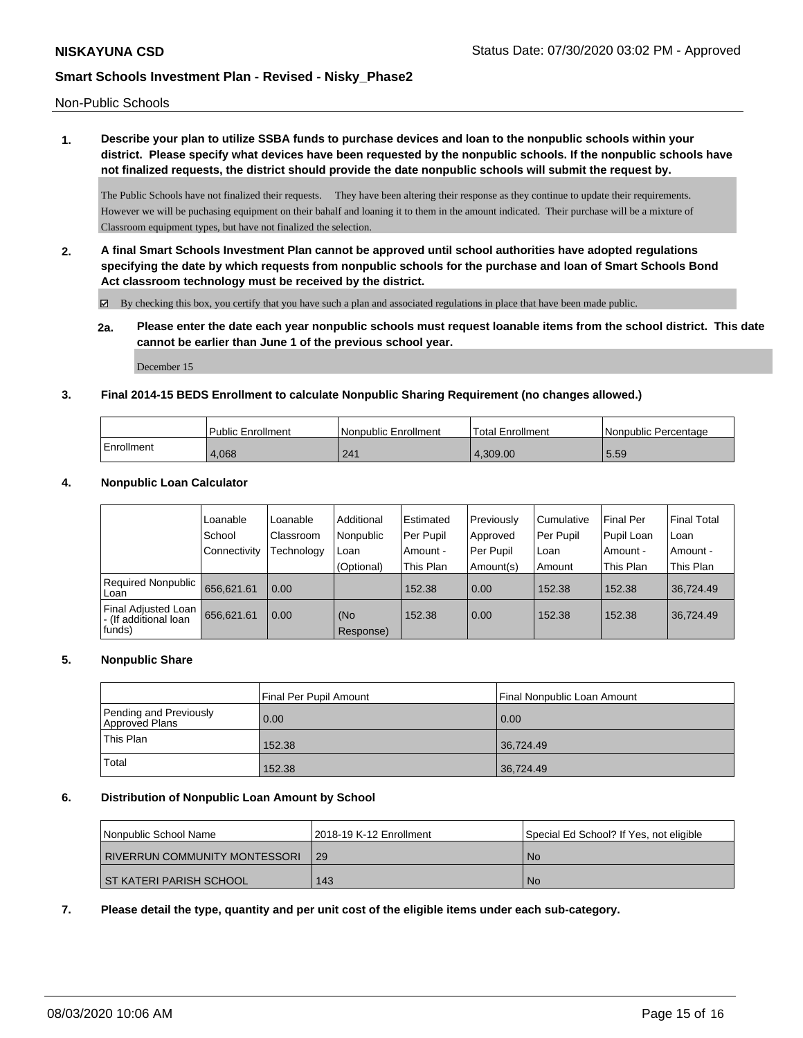Non-Public Schools

**1. Describe your plan to utilize SSBA funds to purchase devices and loan to the nonpublic schools within your district. Please specify what devices have been requested by the nonpublic schools. If the nonpublic schools have not finalized requests, the district should provide the date nonpublic schools will submit the request by.**

The Public Schools have not finalized their requests. They have been altering their response as they continue to update their requirements. However we will be puchasing equipment on their bahalf and loaning it to them in the amount indicated. Their purchase will be a mixture of Classroom equipment types, but have not finalized the selection.

**2. A final Smart Schools Investment Plan cannot be approved until school authorities have adopted regulations specifying the date by which requests from nonpublic schools for the purchase and loan of Smart Schools Bond Act classroom technology must be received by the district.**

☑ By checking this box, you certify that you have such a plan and associated regulations in place that have been made public.

**2a. Please enter the date each year nonpublic schools must request loanable items from the school district. This date cannot be earlier than June 1 of the previous school year.**

December 15

**3. Final 2014-15 BEDS Enrollment to calculate Nonpublic Sharing Requirement (no changes allowed.)**

| | Public Enrollment | Nonpublic Enrollment | Total Enrollment | Nonpublic Percentage |
|---|---|---|---|---|
| Enrollment | 4,068 | 241 | 4,309.00 | 5.59 |

**4. Nonpublic Loan Calculator**

| | Loanable School Connectivity | Loanable Classroom Technology | Additional Nonpublic Loan (Optional) | Estimated Per Pupil Amount - This Plan | Previously Approved Per Pupil Amount(s) | Cumulative Per Pupil Loan Amount | Final Per Pupil Loan Amount - This Plan | Final Total Loan Amount - This Plan |
|---|---|---|---|---|---|---|---|---|
| Required Nonpublic Loan | 656,621.61 | 0.00 | | 152.38 | 0.00 | 152.38 | 152.38 | 36,724.49 |
| Final Adjusted Loan - (If additional loan funds) | 656,621.61 | 0.00 | (No Response) | 152.38 | 0.00 | 152.38 | 152.38 | 36,724.49 |

**5. Nonpublic Share**

| | Final Per Pupil Amount | Final Nonpublic Loan Amount |
|---|---|---|
| Pending and Previously Approved Plans | 0.00 | 0.00 |
| This Plan | 152.38 | 36,724.49 |
| Total | 152.38 | 36,724.49 |

**6. Distribution of Nonpublic Loan Amount by School**

| Nonpublic School Name | 2018-19 K-12 Enrollment | Special Ed School? If Yes, not eligible |
|---|---|---|
| RIVERRUN COMMUNITY MONTESSORI | 29 | No |
| ST KATERI PARISH SCHOOL | 143 | No |

**7. Please detail the type, quantity and per unit cost of the eligible items under each sub-category.**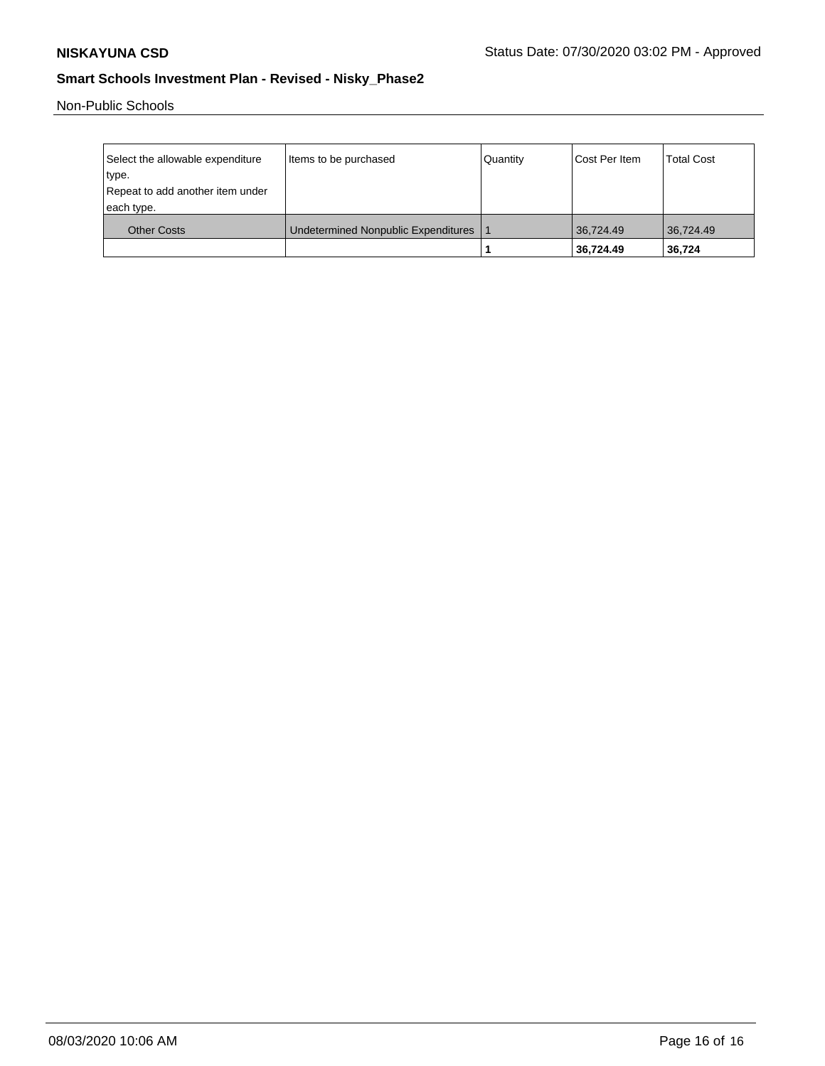Non-Public Schools

| Select the allowable expenditure type. Repeat to add another item under each type. | Items to be purchased | Quantity | Cost Per Item | Total Cost |
|---|---|---|---|---|
| Other Costs | Undetermined Nonpublic Expenditures | 1 | 36,724.49 | 36,724.49 |
| | | **1** | **36,724.49** | **36,724** |